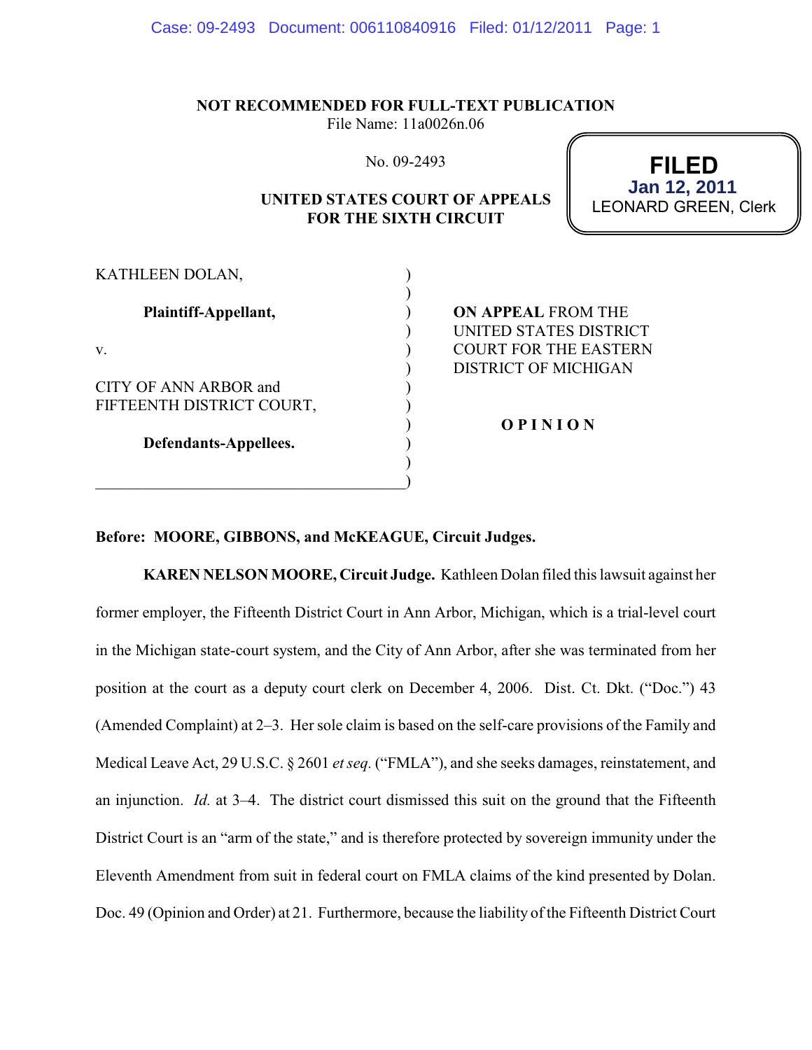NOT RECOMMENDED FOR FULL-TEXT PUBLICATION
File Name: 11a0026n.06

No. 09-2493

**UNITED STATES COURT OF APPEALS FOR THE SIXTH CIRCUIT**

**FILED**
**Jan 12, 2011**
LEONARD GREEN, Clerk

KATHLEEN DOLAN,

**Plaintiff-Appellant,**

v.

CITY OF ANN ARBOR and FIFTEENTH DISTRICT COURT,

**Defendants-Appellees.**

**ON APPEAL** FROM THE UNITED STATES DISTRICT COURT FOR THE EASTERN DISTRICT OF MICHIGAN

**O P I N I O N**

**Before: MOORE, GIBBONS, and McKEAGUE, Circuit Judges.**

**KAREN NELSON MOORE, Circuit Judge.** Kathleen Dolan filed this lawsuit against her former employer, the Fifteenth District Court in Ann Arbor, Michigan, which is a trial-level court in the Michigan state-court system, and the City of Ann Arbor, after she was terminated from her position at the court as a deputy court clerk on December 4, 2006. Dist. Ct. Dkt. ("Doc.") 43 (Amended Complaint) at 2–3. Her sole claim is based on the self-care provisions of the Family and Medical Leave Act, 29 U.S.C. § 2601 *et seq.* ("FMLA"), and she seeks damages, reinstatement, and an injunction. *Id.* at 3–4. The district court dismissed this suit on the ground that the Fifteenth District Court is an "arm of the state," and is therefore protected by sovereign immunity under the Eleventh Amendment from suit in federal court on FMLA claims of the kind presented by Dolan. Doc. 49 (Opinion and Order) at 21. Furthermore, because the liability of the Fifteenth District Court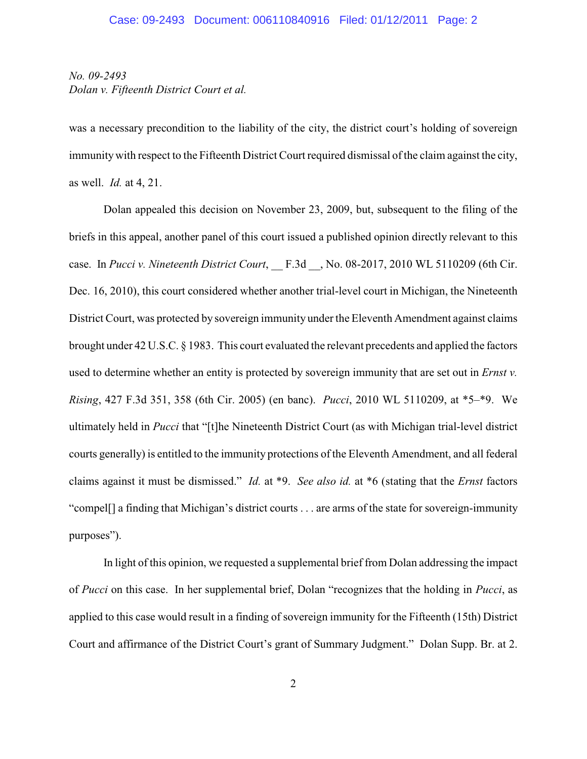was a necessary precondition to the liability of the city, the district court's holding of sovereign immunity with respect to the Fifteenth District Court required dismissal of the claim against the city, as well. *Id.* at 4, 21.

Dolan appealed this decision on November 23, 2009, but, subsequent to the filing of the briefs in this appeal, another panel of this court issued a published opinion directly relevant to this case. In *Pucci v. Nineteenth District Court*, __ F.3d __, No. 08-2017, 2010 WL 5110209 (6th Cir. Dec. 16, 2010), this court considered whether another trial-level court in Michigan, the Nineteenth District Court, was protected by sovereign immunity under the Eleventh Amendment against claims brought under 42 U.S.C. § 1983. This court evaluated the relevant precedents and applied the factors used to determine whether an entity is protected by sovereign immunity that are set out in *Ernst v. Rising*, 427 F.3d 351, 358 (6th Cir. 2005) (en banc). *Pucci*, 2010 WL 5110209, at *5–*9. We ultimately held in *Pucci* that "[t]he Nineteenth District Court (as with Michigan trial-level district courts generally) is entitled to the immunity protections of the Eleventh Amendment, and all federal claims against it must be dismissed." *Id.* at *9. *See also id.* at *6 (stating that the *Ernst* factors "compel[] a finding that Michigan's district courts . . . are arms of the state for sovereign-immunity purposes").

In light of this opinion, we requested a supplemental brief from Dolan addressing the impact of *Pucci* on this case. In her supplemental brief, Dolan "recognizes that the holding in *Pucci*, as applied to this case would result in a finding of sovereign immunity for the Fifteenth (15th) District Court and affirmance of the District Court's grant of Summary Judgment." Dolan Supp. Br. at 2.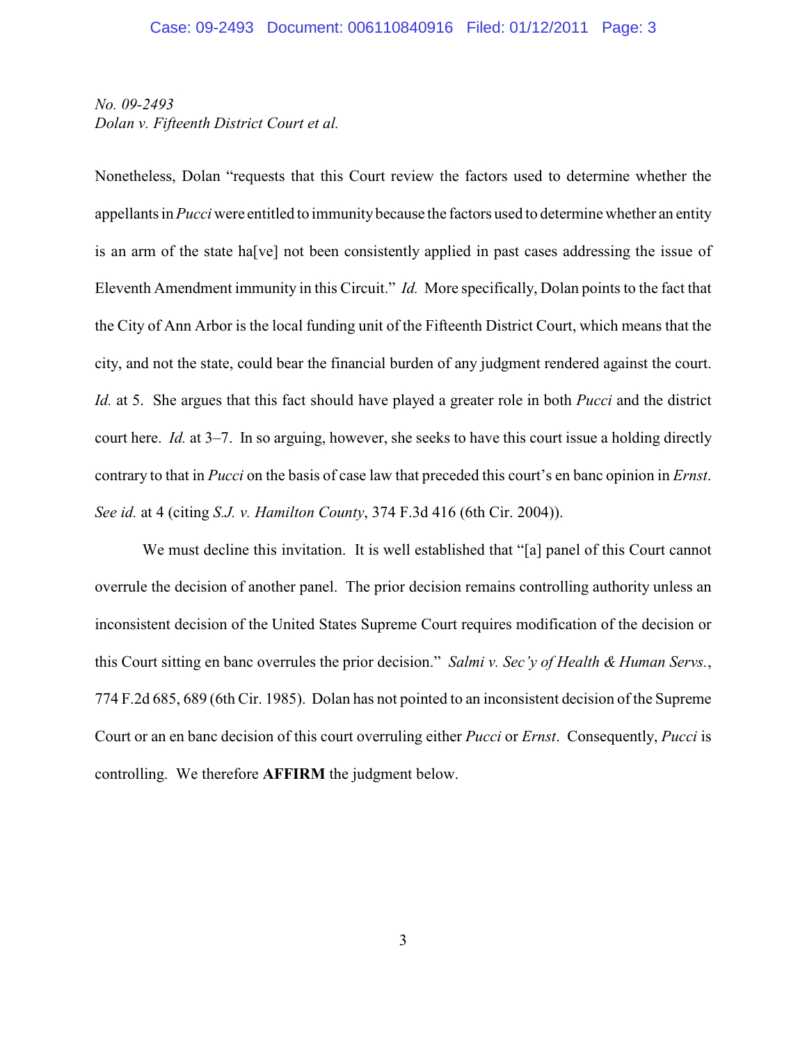Nonetheless, Dolan "requests that this Court review the factors used to determine whether the appellants in *Pucci* were entitled to immunity because the factors used to determine whether an entity is an arm of the state ha[ve] not been consistently applied in past cases addressing the issue of Eleventh Amendment immunity in this Circuit." *Id.* More specifically, Dolan points to the fact that the City of Ann Arbor is the local funding unit of the Fifteenth District Court, which means that the city, and not the state, could bear the financial burden of any judgment rendered against the court. *Id.* at 5. She argues that this fact should have played a greater role in both *Pucci* and the district court here. *Id.* at 3–7. In so arguing, however, she seeks to have this court issue a holding directly contrary to that in *Pucci* on the basis of case law that preceded this court's en banc opinion in *Ernst*. *See id.* at 4 (citing *S.J. v. Hamilton County*, 374 F.3d 416 (6th Cir. 2004)).

We must decline this invitation. It is well established that "[a] panel of this Court cannot overrule the decision of another panel. The prior decision remains controlling authority unless an inconsistent decision of the United States Supreme Court requires modification of the decision or this Court sitting en banc overrules the prior decision." *Salmi v. Sec'y of Health & Human Servs.*, 774 F.2d 685, 689 (6th Cir. 1985). Dolan has not pointed to an inconsistent decision of the Supreme Court or an en banc decision of this court overruling either *Pucci* or *Ernst*. Consequently, *Pucci* is controlling. We therefore **AFFIRM** the judgment below.